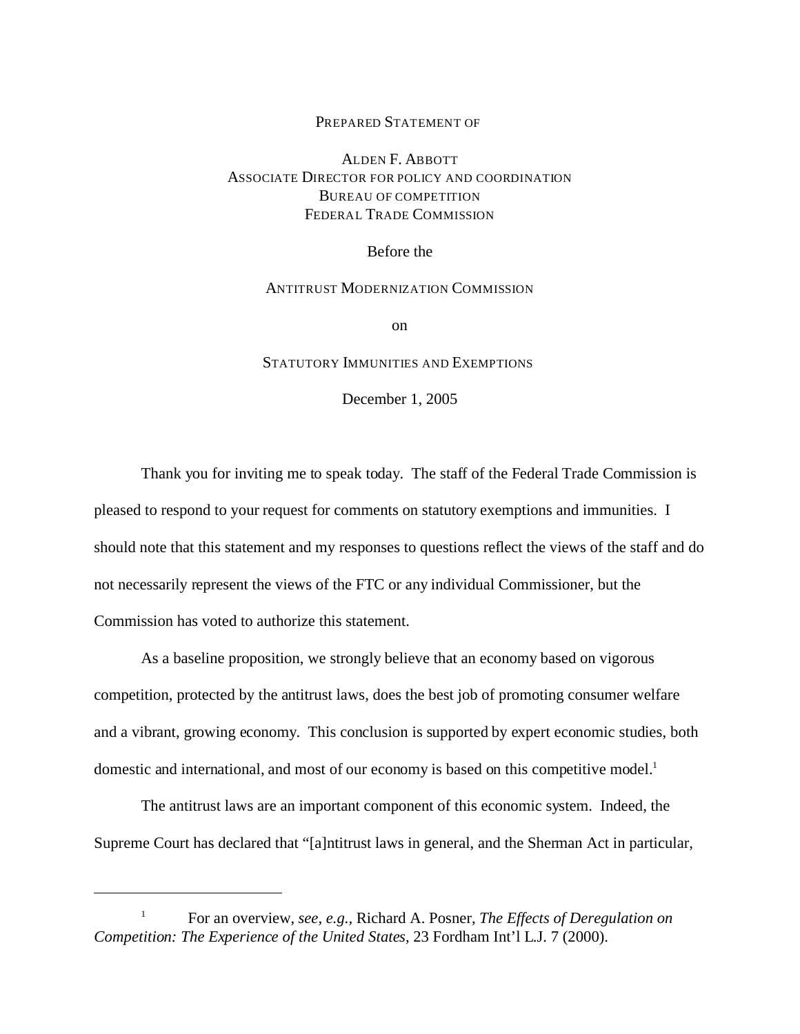PREPARED STATEMENT OF

ALDEN F. ABBOTT
ASSOCIATE DIRECTOR FOR POLICY AND COORDINATION
BUREAU OF COMPETITION
FEDERAL TRADE COMMISSION

Before the

ANTITRUST MODERNIZATION COMMISSION

on

STATUTORY IMMUNITIES AND EXEMPTIONS

December 1, 2005

Thank you for inviting me to speak today. The staff of the Federal Trade Commission is pleased to respond to your request for comments on statutory exemptions and immunities. I should note that this statement and my responses to questions reflect the views of the staff and do not necessarily represent the views of the FTC or any individual Commissioner, but the Commission has voted to authorize this statement.

As a baseline proposition, we strongly believe that an economy based on vigorous competition, protected by the antitrust laws, does the best job of promoting consumer welfare and a vibrant, growing economy. This conclusion is supported by expert economic studies, both domestic and international, and most of our economy is based on this competitive model.[1]

The antitrust laws are an important component of this economic system. Indeed, the Supreme Court has declared that "[a]ntitrust laws in general, and the Sherman Act in particular,

---

[1] For an overview, *see, e.g.,* Richard A. Posner, *The Effects of Deregulation on Competition: The Experience of the United States,* 23 Fordham Int'l L.J. 7 (2000).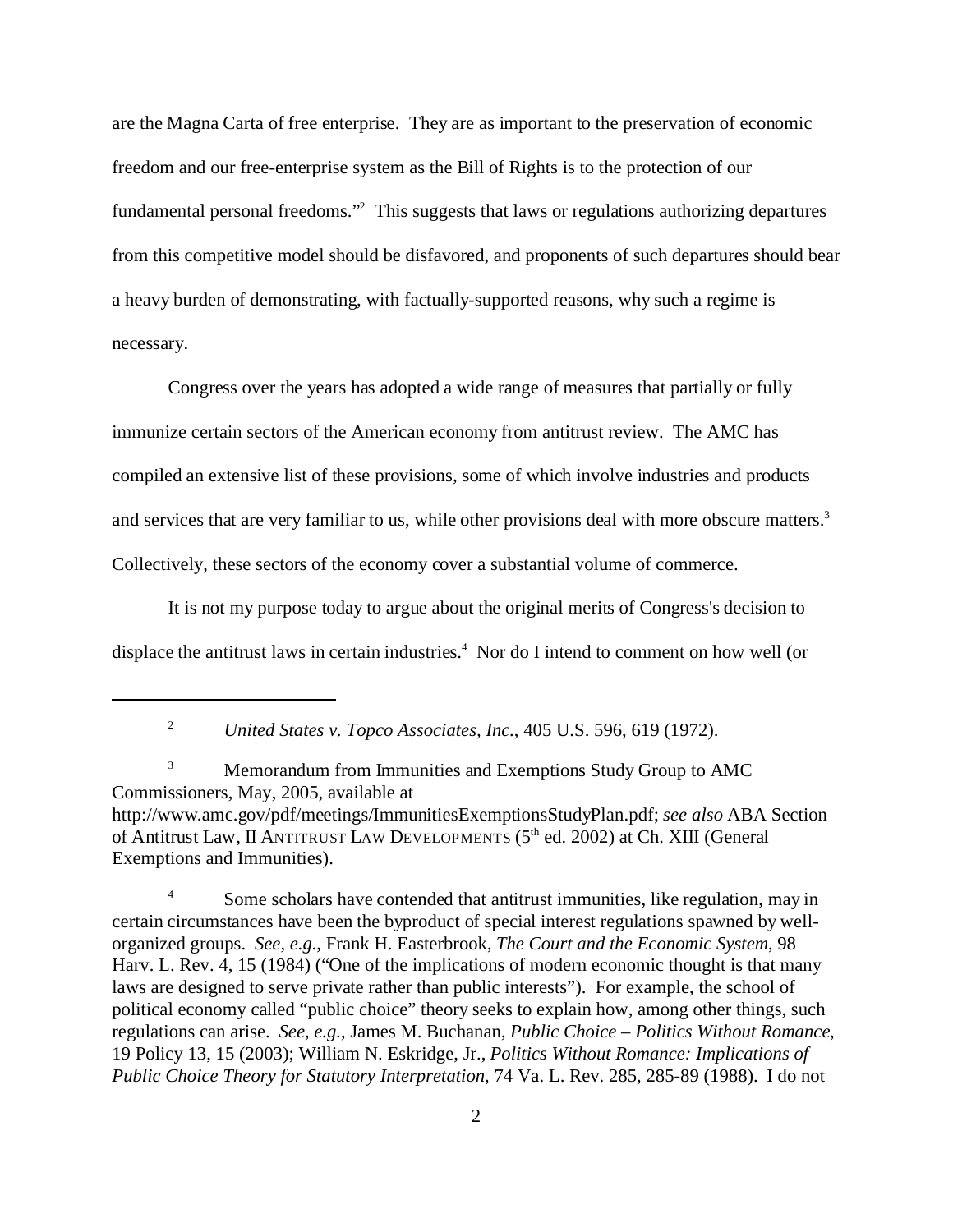are the Magna Carta of free enterprise. They are as important to the preservation of economic freedom and our free-enterprise system as the Bill of Rights is to the protection of our fundamental personal freedoms."[2] This suggests that laws or regulations authorizing departures from this competitive model should be disfavored, and proponents of such departures should bear a heavy burden of demonstrating, with factually-supported reasons, why such a regime is necessary.

Congress over the years has adopted a wide range of measures that partially or fully immunize certain sectors of the American economy from antitrust review. The AMC has compiled an extensive list of these provisions, some of which involve industries and products and services that are very familiar to us, while other provisions deal with more obscure matters.[3] Collectively, these sectors of the economy cover a substantial volume of commerce.

It is not my purpose today to argue about the original merits of Congress's decision to displace the antitrust laws in certain industries.[4] Nor do I intend to comment on how well (or

---

[2] *United States v. Topco Associates, Inc.*, 405 U.S. 596, 619 (1972).

[3] Memorandum from Immunities and Exemptions Study Group to AMC Commissioners, May, 2005, available at http://www.amc.gov/pdf/meetings/ImmunitiesExemptionsStudyPlan.pdf; *see also* ABA Section of Antitrust Law, II ANTITRUST LAW DEVELOPMENTS (5th ed. 2002) at Ch. XIII (General Exemptions and Immunities).

[4] Some scholars have contended that antitrust immunities, like regulation, may in certain circumstances have been the byproduct of special interest regulations spawned by well-organized groups. *See, e.g.*, Frank H. Easterbrook, *The Court and the Economic System*, 98 Harv. L. Rev. 4, 15 (1984) ("One of the implications of modern economic thought is that many laws are designed to serve private rather than public interests"). For example, the school of political economy called "public choice" theory seeks to explain how, among other things, such regulations can arise. *See, e.g.*, James M. Buchanan, *Public Choice – Politics Without Romance*, 19 Policy 13, 15 (2003); William N. Eskridge, Jr., *Politics Without Romance: Implications of Public Choice Theory for Statutory Interpretation*, 74 Va. L. Rev. 285, 285-89 (1988). I do not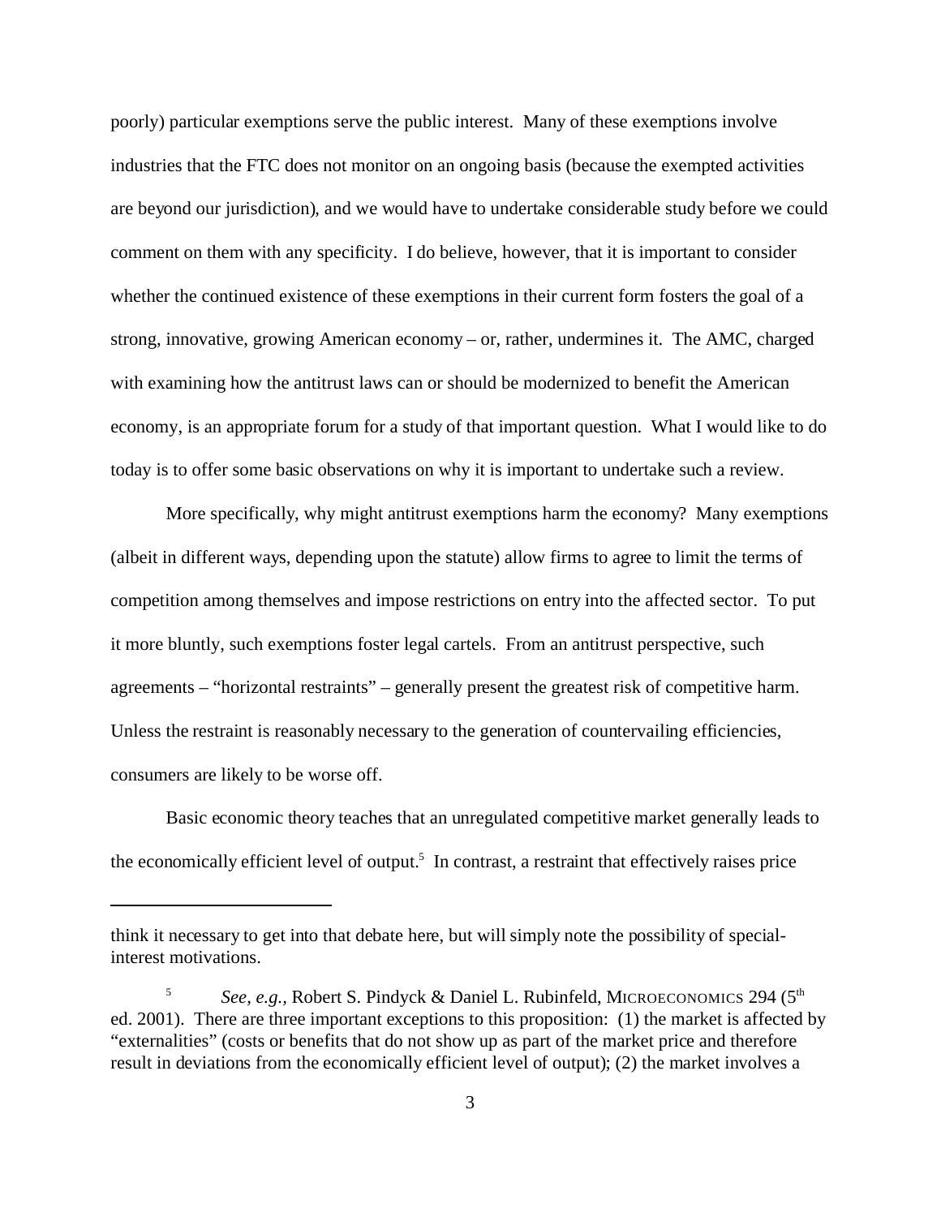poorly) particular exemptions serve the public interest. Many of these exemptions involve industries that the FTC does not monitor on an ongoing basis (because the exempted activities are beyond our jurisdiction), and we would have to undertake considerable study before we could comment on them with any specificity. I do believe, however, that it is important to consider whether the continued existence of these exemptions in their current form fosters the goal of a strong, innovative, growing American economy – or, rather, undermines it. The AMC, charged with examining how the antitrust laws can or should be modernized to benefit the American economy, is an appropriate forum for a study of that important question. What I would like to do today is to offer some basic observations on why it is important to undertake such a review.

More specifically, why might antitrust exemptions harm the economy? Many exemptions (albeit in different ways, depending upon the statute) allow firms to agree to limit the terms of competition among themselves and impose restrictions on entry into the affected sector. To put it more bluntly, such exemptions foster legal cartels. From an antitrust perspective, such agreements – "horizontal restraints" – generally present the greatest risk of competitive harm. Unless the restraint is reasonably necessary to the generation of countervailing efficiencies, consumers are likely to be worse off.

Basic economic theory teaches that an unregulated competitive market generally leads to the economically efficient level of output.[5] In contrast, a restraint that effectively raises price

---

think it necessary to get into that debate here, but will simply note the possibility of special-interest motivations.

[5] *See, e.g.*, Robert S. Pindyck & Daniel L. Rubinfeld, MICROECONOMICS 294 (5th ed. 2001). There are three important exceptions to this proposition: (1) the market is affected by "externalities" (costs or benefits that do not show up as part of the market price and therefore result in deviations from the economically efficient level of output); (2) the market involves a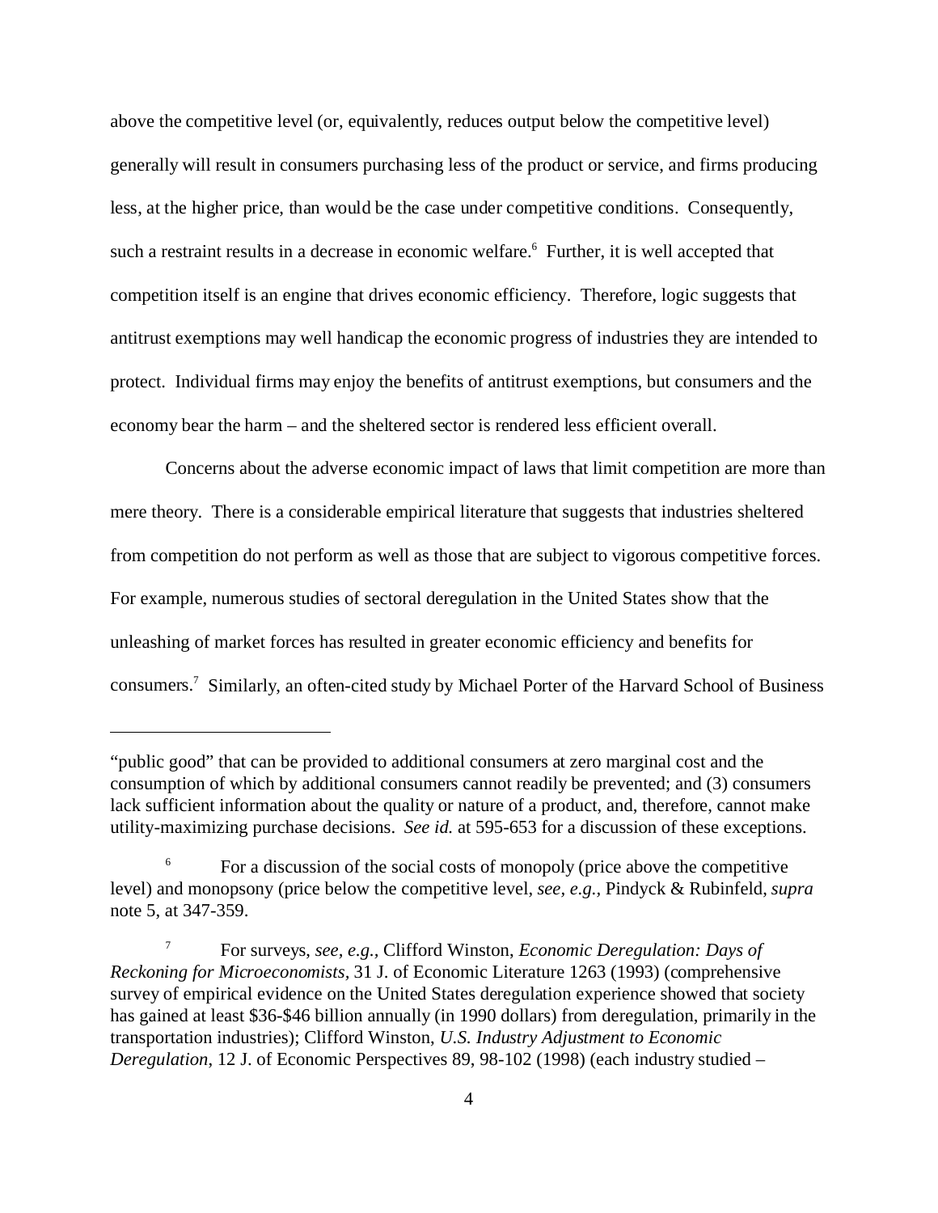above the competitive level (or, equivalently, reduces output below the competitive level) generally will result in consumers purchasing less of the product or service, and firms producing less, at the higher price, than would be the case under competitive conditions. Consequently, such a restraint results in a decrease in economic welfare.[6] Further, it is well accepted that competition itself is an engine that drives economic efficiency. Therefore, logic suggests that antitrust exemptions may well handicap the economic progress of industries they are intended to protect. Individual firms may enjoy the benefits of antitrust exemptions, but consumers and the economy bear the harm – and the sheltered sector is rendered less efficient overall.

Concerns about the adverse economic impact of laws that limit competition are more than mere theory. There is a considerable empirical literature that suggests that industries sheltered from competition do not perform as well as those that are subject to vigorous competitive forces. For example, numerous studies of sectoral deregulation in the United States show that the unleashing of market forces has resulted in greater economic efficiency and benefits for consumers.[7] Similarly, an often-cited study by Michael Porter of the Harvard School of Business

---

"public good" that can be provided to additional consumers at zero marginal cost and the consumption of which by additional consumers cannot readily be prevented; and (3) consumers lack sufficient information about the quality or nature of a product, and, therefore, cannot make utility-maximizing purchase decisions. *See id.* at 595-653 for a discussion of these exceptions.

[6] For a discussion of the social costs of monopoly (price above the competitive level) and monopsony (price below the competitive level, *see, e.g.*, Pindyck & Rubinfeld, *supra* note 5, at 347-359.

[7] For surveys, *see, e.g.*, Clifford Winston, *Economic Deregulation: Days of Reckoning for Microeconomists*, 31 J. of Economic Literature 1263 (1993) (comprehensive survey of empirical evidence on the United States deregulation experience showed that society has gained at least $36-$46 billion annually (in 1990 dollars) from deregulation, primarily in the transportation industries); Clifford Winston, *U.S. Industry Adjustment to Economic Deregulation*, 12 J. of Economic Perspectives 89, 98-102 (1998) (each industry studied –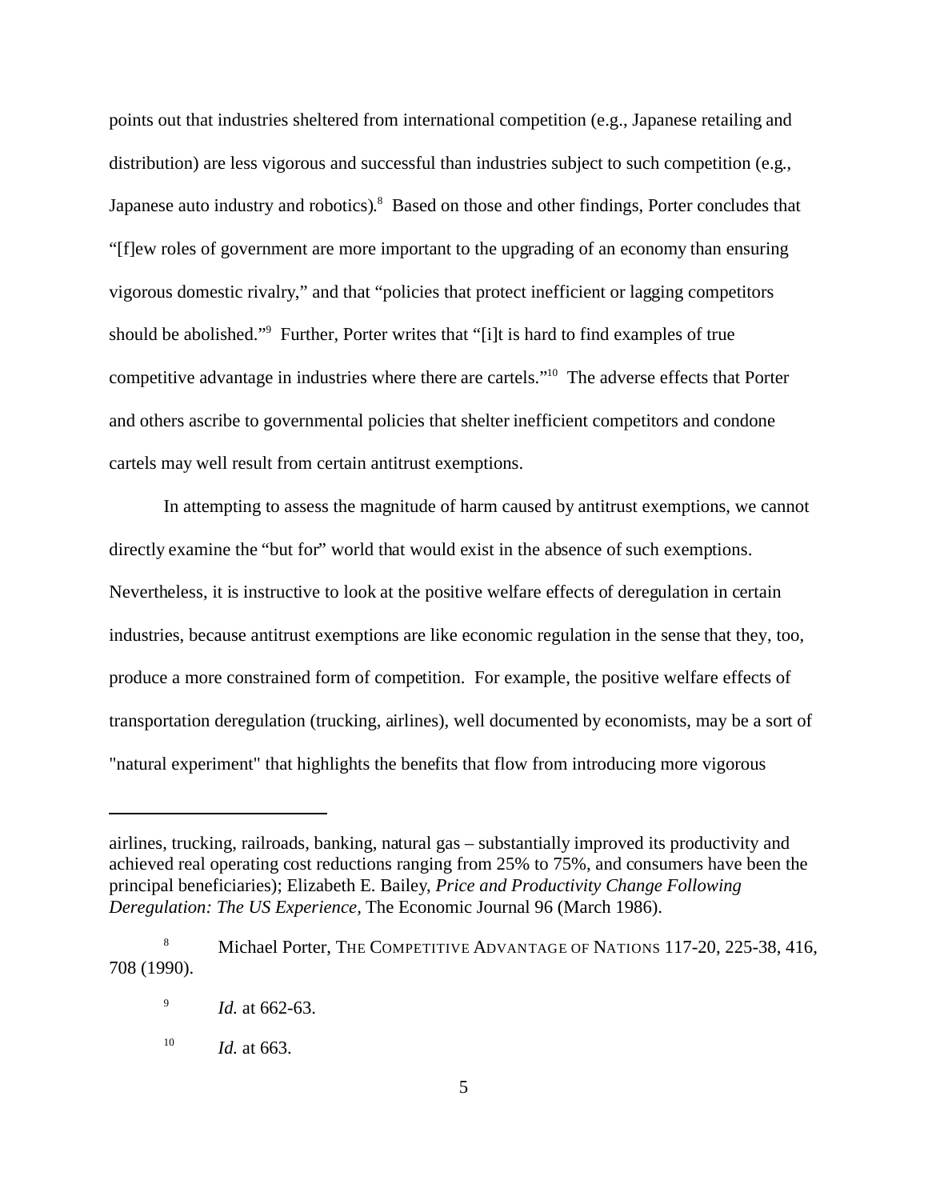points out that industries sheltered from international competition (e.g., Japanese retailing and distribution) are less vigorous and successful than industries subject to such competition (e.g., Japanese auto industry and robotics).[8] Based on those and other findings, Porter concludes that "[f]ew roles of government are more important to the upgrading of an economy than ensuring vigorous domestic rivalry," and that "policies that protect inefficient or lagging competitors should be abolished."[9] Further, Porter writes that "[i]t is hard to find examples of true competitive advantage in industries where there are cartels."[10] The adverse effects that Porter and others ascribe to governmental policies that shelter inefficient competitors and condone cartels may well result from certain antitrust exemptions.

In attempting to assess the magnitude of harm caused by antitrust exemptions, we cannot directly examine the "but for" world that would exist in the absence of such exemptions. Nevertheless, it is instructive to look at the positive welfare effects of deregulation in certain industries, because antitrust exemptions are like economic regulation in the sense that they, too, produce a more constrained form of competition. For example, the positive welfare effects of transportation deregulation (trucking, airlines), well documented by economists, may be a sort of "natural experiment" that highlights the benefits that flow from introducing more vigorous

---

airlines, trucking, railroads, banking, natural gas – substantially improved its productivity and achieved real operating cost reductions ranging from 25% to 75%, and consumers have been the principal beneficiaries); Elizabeth E. Bailey, *Price and Productivity Change Following Deregulation: The US Experience*, The Economic Journal 96 (March 1986).

[8] Michael Porter, THE COMPETITIVE ADVANTAGE OF NATIONS 117-20, 225-38, 416, 708 (1990).

[9] *Id.* at 662-63.

[10] *Id.* at 663.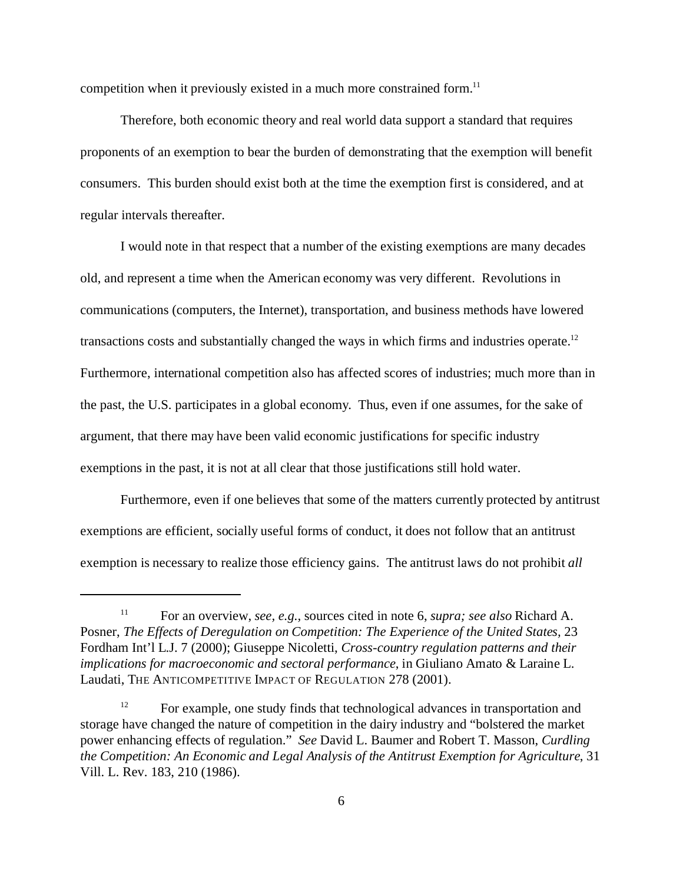competition when it previously existed in a much more constrained form.[11]

Therefore, both economic theory and real world data support a standard that requires proponents of an exemption to bear the burden of demonstrating that the exemption will benefit consumers. This burden should exist both at the time the exemption first is considered, and at regular intervals thereafter.

I would note in that respect that a number of the existing exemptions are many decades old, and represent a time when the American economy was very different. Revolutions in communications (computers, the Internet), transportation, and business methods have lowered transactions costs and substantially changed the ways in which firms and industries operate.[12] Furthermore, international competition also has affected scores of industries; much more than in the past, the U.S. participates in a global economy. Thus, even if one assumes, for the sake of argument, that there may have been valid economic justifications for specific industry exemptions in the past, it is not at all clear that those justifications still hold water.

Furthermore, even if one believes that some of the matters currently protected by antitrust exemptions are efficient, socially useful forms of conduct, it does not follow that an antitrust exemption is necessary to realize those efficiency gains. The antitrust laws do not prohibit *all*

---

[11] For an overview, *see, e.g.*, sources cited in note 6, *supra; see also* Richard A. Posner, *The Effects of Deregulation on Competition: The Experience of the United States*, 23 Fordham Int'l L.J. 7 (2000); Giuseppe Nicoletti, *Cross-country regulation patterns and their implications for macroeconomic and sectoral performance*, in Giuliano Amato & Laraine L. Laudati, THE ANTICOMPETITIVE IMPACT OF REGULATION 278 (2001).

[12] For example, one study finds that technological advances in transportation and storage have changed the nature of competition in the dairy industry and "bolstered the market power enhancing effects of regulation." *See* David L. Baumer and Robert T. Masson, *Curdling the Competition: An Economic and Legal Analysis of the Antitrust Exemption for Agriculture*, 31 Vill. L. Rev. 183, 210 (1986).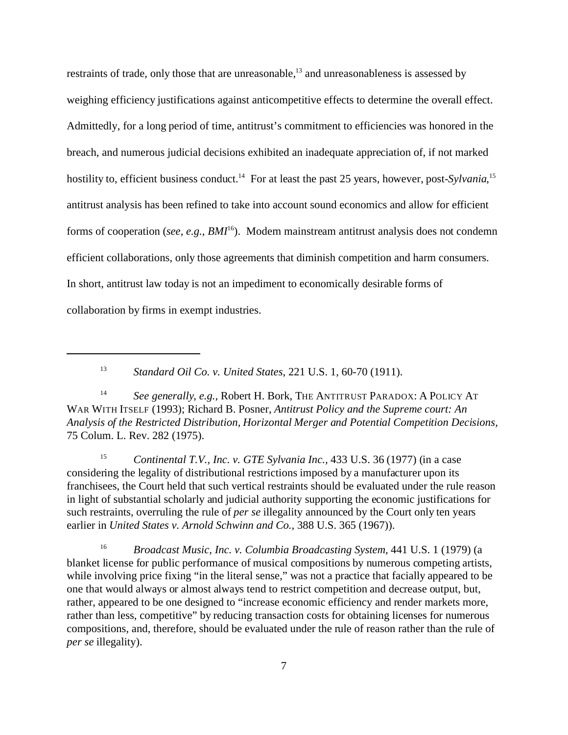restraints of trade, only those that are unreasonable,[13] and unreasonableness is assessed by weighing efficiency justifications against anticompetitive effects to determine the overall effect. Admittedly, for a long period of time, antitrust's commitment to efficiencies was honored in the breach, and numerous judicial decisions exhibited an inadequate appreciation of, if not marked hostility to, efficient business conduct.[14] For at least the past 25 years, however, post-*Sylvania*,[15] antitrust analysis has been refined to take into account sound economics and allow for efficient forms of cooperation (*see, e.g., BMI*[16]). Modern mainstream antitrust analysis does not condemn efficient collaborations, only those agreements that diminish competition and harm consumers. In short, antitrust law today is not an impediment to economically desirable forms of collaboration by firms in exempt industries.

---

[13] *Standard Oil Co. v. United States*, 221 U.S. 1, 60-70 (1911).

[14] *See generally, e.g.*, Robert H. Bork, THE ANTITRUST PARADOX: A POLICY AT WAR WITH ITSELF (1993); Richard B. Posner, *Antitrust Policy and the Supreme court: An Analysis of the Restricted Distribution, Horizontal Merger and Potential Competition Decisions,* 75 Colum. L. Rev. 282 (1975).

[15] *Continental T.V., Inc. v. GTE Sylvania Inc.*, 433 U.S. 36 (1977) (in a case considering the legality of distributional restrictions imposed by a manufacturer upon its franchisees, the Court held that such vertical restraints should be evaluated under the rule reason in light of substantial scholarly and judicial authority supporting the economic justifications for such restraints, overruling the rule of *per se* illegality announced by the Court only ten years earlier in *United States v. Arnold Schwinn and Co.*, 388 U.S. 365 (1967)).

[16] *Broadcast Music, Inc. v. Columbia Broadcasting System*, 441 U.S. 1 (1979) (a blanket license for public performance of musical compositions by numerous competing artists, while involving price fixing "in the literal sense," was not a practice that facially appeared to be one that would always or almost always tend to restrict competition and decrease output, but, rather, appeared to be one designed to "increase economic efficiency and render markets more, rather than less, competitive" by reducing transaction costs for obtaining licenses for numerous compositions, and, therefore, should be evaluated under the rule of reason rather than the rule of *per se* illegality).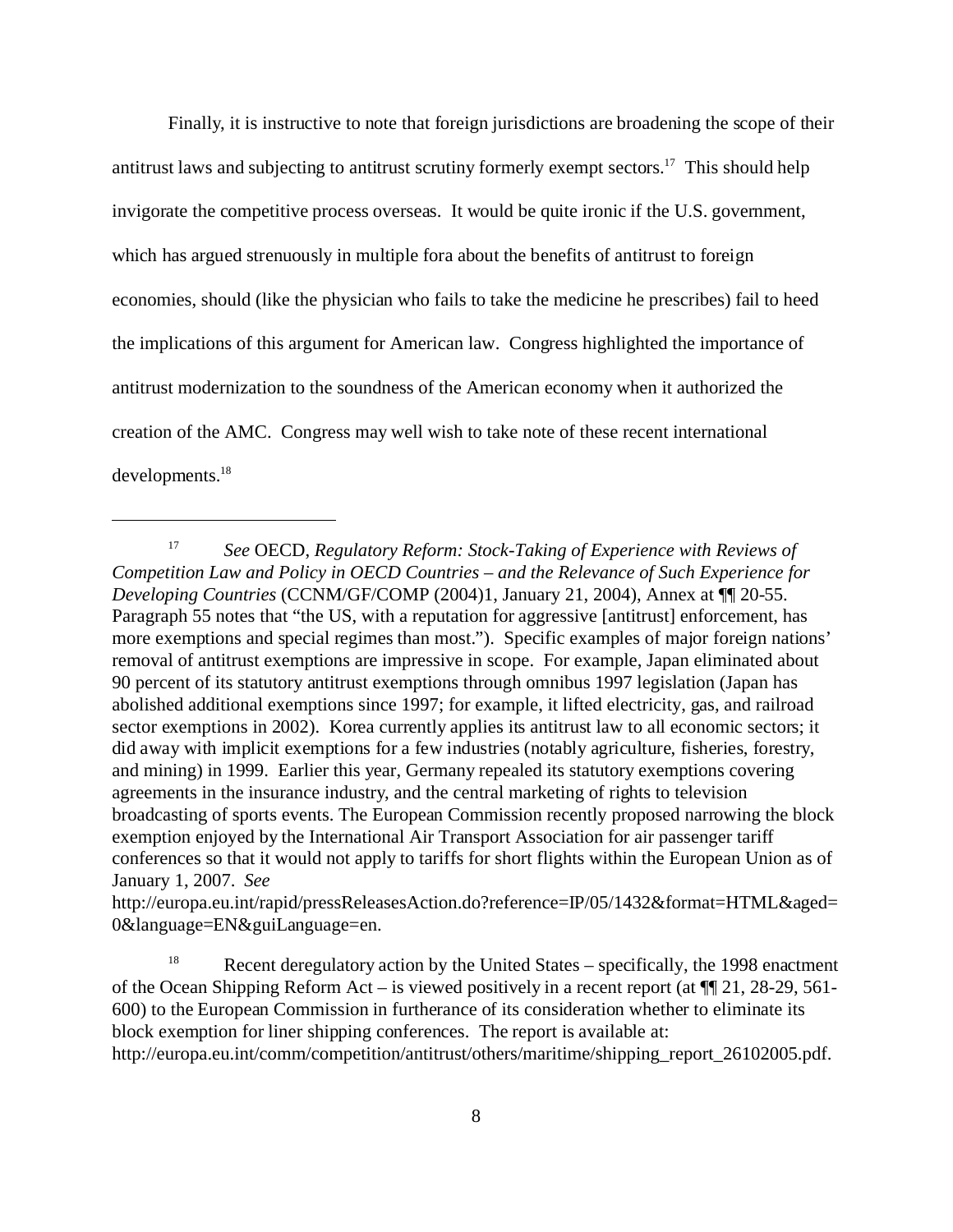Finally, it is instructive to note that foreign jurisdictions are broadening the scope of their antitrust laws and subjecting to antitrust scrutiny formerly exempt sectors.[17] This should help invigorate the competitive process overseas. It would be quite ironic if the U.S. government, which has argued strenuously in multiple fora about the benefits of antitrust to foreign economies, should (like the physician who fails to take the medicine he prescribes) fail to heed the implications of this argument for American law. Congress highlighted the importance of antitrust modernization to the soundness of the American economy when it authorized the creation of the AMC. Congress may well wish to take note of these recent international developments.[18]

---

[17] *See* OECD, *Regulatory Reform: Stock-Taking of Experience with Reviews of Competition Law and Policy in OECD Countries – and the Relevance of Such Experience for Developing Countries* (CCNM/GF/COMP (2004)1, January 21, 2004), Annex at ¶¶ 20-55. Paragraph 55 notes that "the US, with a reputation for aggressive [antitrust] enforcement, has more exemptions and special regimes than most."). Specific examples of major foreign nations' removal of antitrust exemptions are impressive in scope. For example, Japan eliminated about 90 percent of its statutory antitrust exemptions through omnibus 1997 legislation (Japan has abolished additional exemptions since 1997; for example, it lifted electricity, gas, and railroad sector exemptions in 2002). Korea currently applies its antitrust law to all economic sectors; it did away with implicit exemptions for a few industries (notably agriculture, fisheries, forestry, and mining) in 1999. Earlier this year, Germany repealed its statutory exemptions covering agreements in the insurance industry, and the central marketing of rights to television broadcasting of sports events. The European Commission recently proposed narrowing the block exemption enjoyed by the International Air Transport Association for air passenger tariff conferences so that it would not apply to tariffs for short flights within the European Union as of January 1, 2007. *See* http://europa.eu.int/rapid/pressReleasesAction.do?reference=IP/05/1432&format=HTML&aged=0&language=EN&guiLanguage=en.

[18] Recent deregulatory action by the United States – specifically, the 1998 enactment of the Ocean Shipping Reform Act – is viewed positively in a recent report (at ¶¶ 21, 28-29, 561-600) to the European Commission in furtherance of its consideration whether to eliminate its block exemption for liner shipping conferences. The report is available at: http://europa.eu.int/comm/competition/antitrust/others/maritime/shipping_report_26102005.pdf.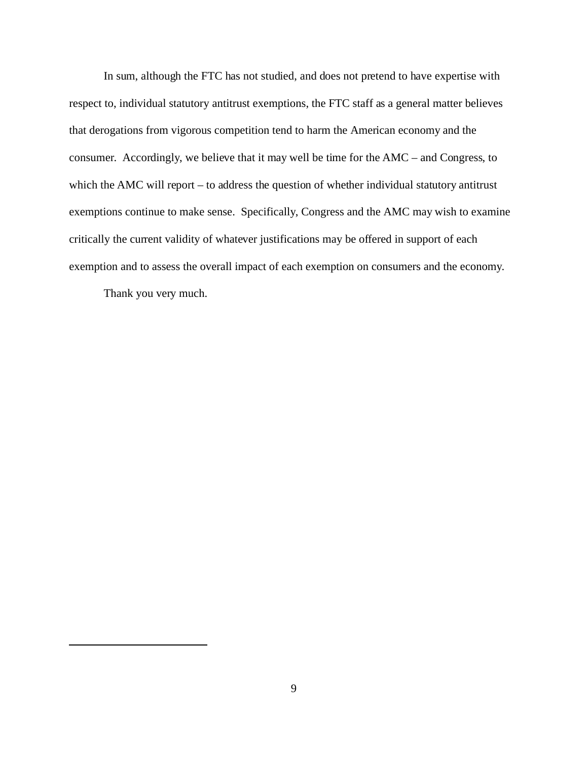In sum, although the FTC has not studied, and does not pretend to have expertise with respect to, individual statutory antitrust exemptions, the FTC staff as a general matter believes that derogations from vigorous competition tend to harm the American economy and the consumer. Accordingly, we believe that it may well be time for the AMC – and Congress, to which the AMC will report – to address the question of whether individual statutory antitrust exemptions continue to make sense. Specifically, Congress and the AMC may wish to examine critically the current validity of whatever justifications may be offered in support of each exemption and to assess the overall impact of each exemption on consumers and the economy.

Thank you very much.